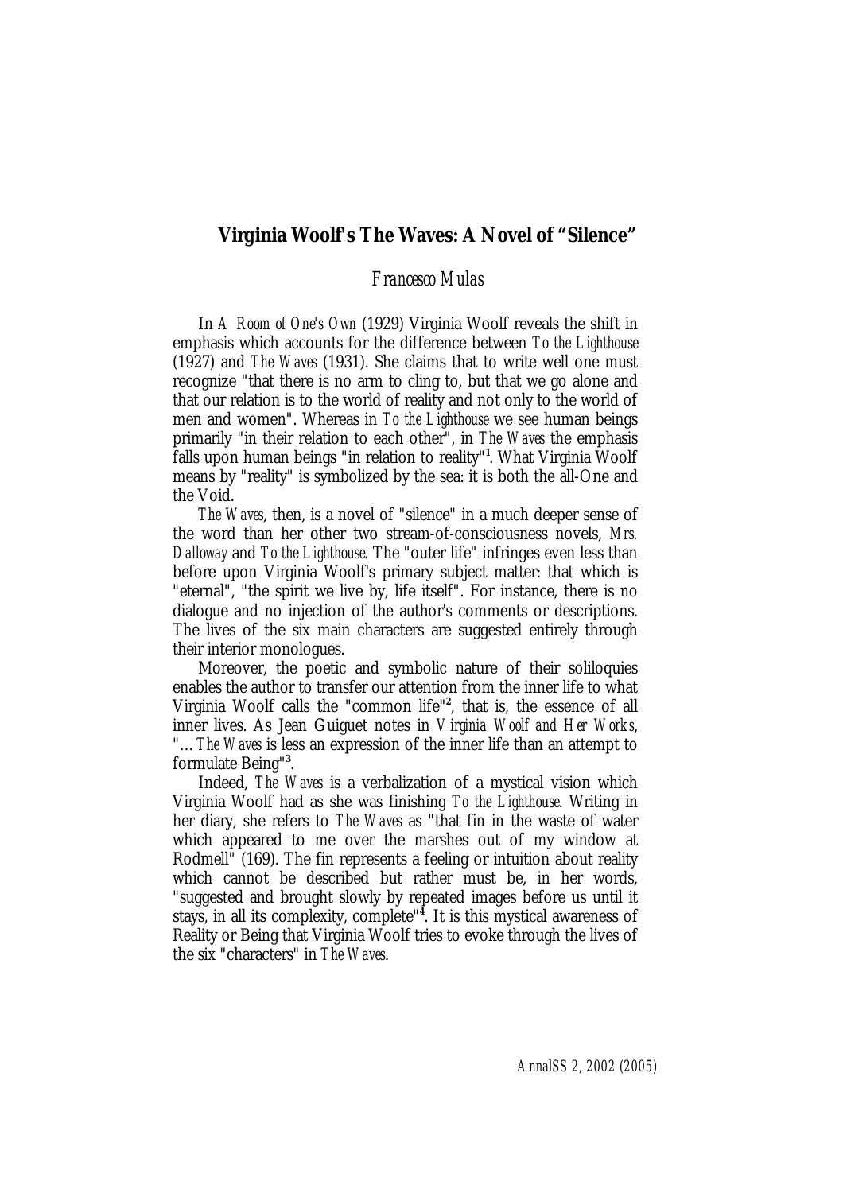# Virginia Woolf's The Waves: A Novel of "Silence"

*Francesco Mulas*

In *A Room of One's Own* (1929) Virginia Woolf reveals the shift in emphasis which accounts for the difference between *To the Lighthouse* (1927) and *The Waves* (1931). She claims that to write well one must recognize "that there is no arm to cling to, but that we go alone and that our relation is to the world of reality and not only to the world of men and women". Whereas in *To the Lighthouse* we see human beings primarily "in their relation to each other", in *The Waves* the emphasis falls upon human beings "in relation to reality"[1]. What Virginia Woolf means by "reality" is symbolized by the sea: it is both the all-One and the Void.

*The Waves*, then, is a novel of "silence" in a much deeper sense of the word than her other two stream-of-consciousness novels, *Mrs. Dalloway* and *To the Lighthouse*. The "outer life" infringes even less than before upon Virginia Woolf's primary subject matter: that which is "eternal", "the spirit we live by, life itself". For instance, there is no dialogue and no injection of the author's comments or descriptions. The lives of the six main characters are suggested entirely through their interior monologues.

Moreover, the poetic and symbolic nature of their soliloquies enables the author to transfer our attention from the inner life to what Virginia Woolf calls the "common life"[2], that is, the essence of all inner lives. As Jean Guiguet notes in *Virginia Woolf and Her Works*, "… *The Waves* is less an expression of the inner life than an attempt to formulate Being"[3].

Indeed, *The Waves* is a verbalization of a mystical vision which Virginia Woolf had as she was finishing *To the Lighthouse*. Writing in her diary, she refers to *The Waves* as "that fin in the waste of water which appeared to me over the marshes out of my window at Rodmell" (169). The fin represents a feeling or intuition about reality which cannot be described but rather must be, in her words, "suggested and brought slowly by repeated images before us until it stays, in all its complexity, complete"[4]. It is this mystical awareness of Reality or Being that Virginia Woolf tries to evoke through the lives of the six "characters" in *The Waves*.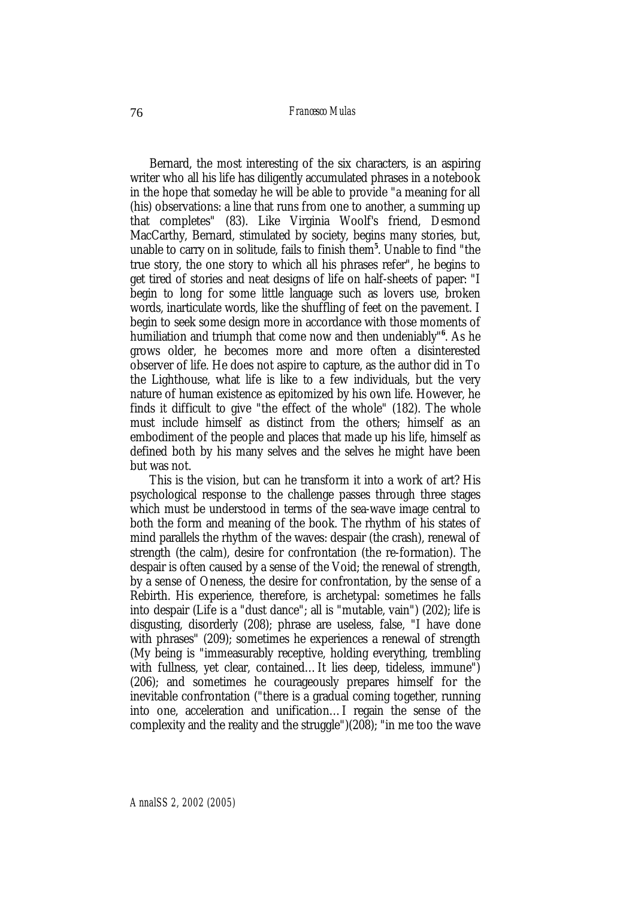Bernard, the most interesting of the six characters, is an aspiring writer who all his life has diligently accumulated phrases in a notebook in the hope that someday he will be able to provide "a meaning for all (his) observations: a line that runs from one to another, a summing up that completes" (83). Like Virginia Woolf's friend, Desmond MacCarthy, Bernard, stimulated by society, begins many stories, but, unable to carry on in solitude, fails to finish them[5]. Unable to find "the true story, the one story to which all his phrases refer", he begins to get tired of stories and neat designs of life on half-sheets of paper: "I begin to long for some little language such as lovers use, broken words, inarticulate words, like the shuffling of feet on the pavement. I begin to seek some design more in accordance with those moments of humiliation and triumph that come now and then undeniably"[6]. As he grows older, he becomes more and more often a disinterested observer of life. He does not aspire to capture, as the author did in To the Lighthouse, what life is like to a few individuals, but the very nature of human existence as epitomized by his own life. However, he finds it difficult to give "the effect of the whole" (182). The whole must include himself as distinct from the others; himself as an embodiment of the people and places that made up his life, himself as defined both by his many selves and the selves he might have been but was not.

This is the vision, but can he transform it into a work of art? His psychological response to the challenge passes through three stages which must be understood in terms of the sea-wave image central to both the form and meaning of the book. The rhythm of his states of mind parallels the rhythm of the waves: despair (the crash), renewal of strength (the calm), desire for confrontation (the re-formation). The despair is often caused by a sense of the Void; the renewal of strength, by a sense of Oneness, the desire for confrontation, by the sense of a Rebirth. His experience, therefore, is archetypal: sometimes he falls into despair (Life is a "dust dance"; all is "mutable, vain") (202); life is disgusting, disorderly (208); phrase are useless, false, "I have done with phrases" (209); sometimes he experiences a renewal of strength (My being is "immeasurably receptive, holding everything, trembling with fullness, yet clear, contained… It lies deep, tideless, immune") (206); and sometimes he courageously prepares himself for the inevitable confrontation ("there is a gradual coming together, running into one, acceleration and unification… I regain the sense of the complexity and the reality and the struggle")(208); "in me too the wave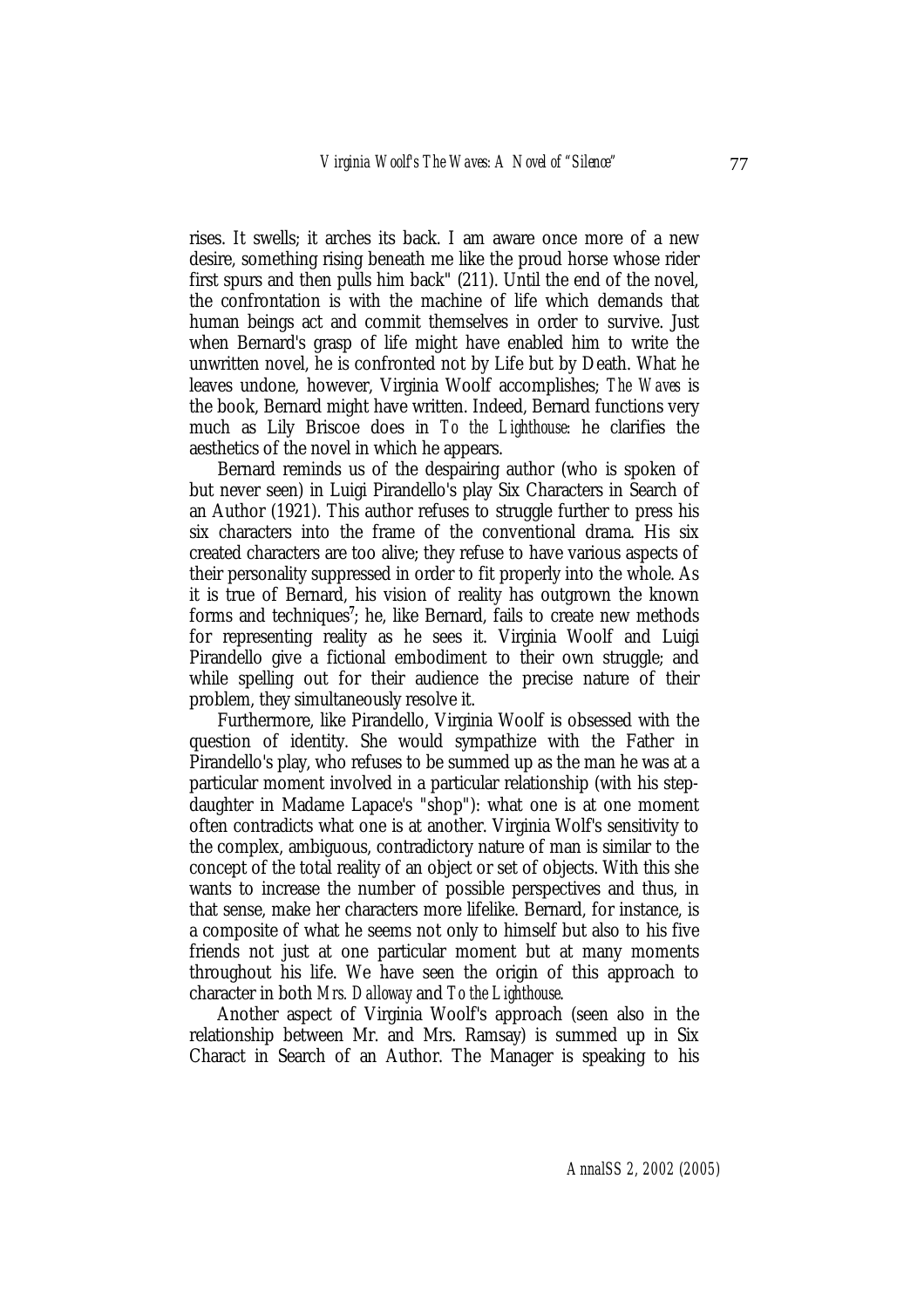rises. It swells; it arches its back. I am aware once more of a new desire, something rising beneath me like the proud horse whose rider first spurs and then pulls him back" (211). Until the end of the novel, the confrontation is with the machine of life which demands that human beings act and commit themselves in order to survive. Just when Bernard's grasp of life might have enabled him to write the unwritten novel, he is confronted not by Life but by Death. What he leaves undone, however, Virginia Woolf accomplishes; *The Waves* is the book, Bernard might have written. Indeed, Bernard functions very much as Lily Briscoe does in *To the Lighthouse*: he clarifies the aesthetics of the novel in which he appears.

Bernard reminds us of the despairing author (who is spoken of but never seen) in Luigi Pirandello's play Six Characters in Search of an Author (1921). This author refuses to struggle further to press his six characters into the frame of the conventional drama. His six created characters are too alive; they refuse to have various aspects of their personality suppressed in order to fit properly into the whole. As it is true of Bernard, his vision of reality has outgrown the known forms and techniques[7]; he, like Bernard, fails to create new methods for representing reality as he sees it. Virginia Woolf and Luigi Pirandello give a fictional embodiment to their own struggle; and while spelling out for their audience the precise nature of their problem, they simultaneously resolve it.

Furthermore, like Pirandello, Virginia Woolf is obsessed with the question of identity. She would sympathize with the Father in Pirandello's play, who refuses to be summed up as the man he was at a particular moment involved in a particular relationship (with his step-daughter in Madame Lapace's "shop"): what one is at one moment often contradicts what one is at another. Virginia Wolf's sensitivity to the complex, ambiguous, contradictory nature of man is similar to the concept of the total reality of an object or set of objects. With this she wants to increase the number of possible perspectives and thus, in that sense, make her characters more lifelike. Bernard, for instance, is a composite of what he seems not only to himself but also to his five friends not just at one particular moment but at many moments throughout his life. We have seen the origin of this approach to character in both *Mrs. Dalloway* and *To the Lighthouse*.

Another aspect of Virginia Woolf's approach (seen also in the relationship between Mr. and Mrs. Ramsay) is summed up in Six Charact in Search of an Author. The Manager is speaking to his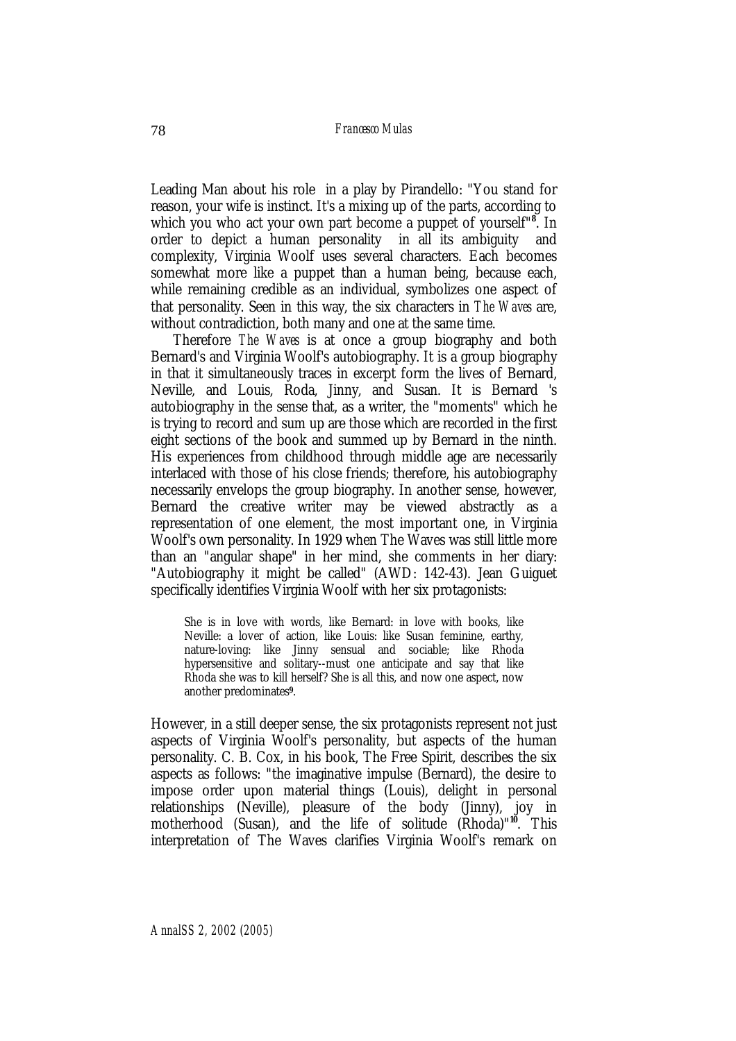Leading Man about his role in a play by Pirandello: "You stand for reason, your wife is instinct. It's a mixing up of the parts, according to which you who act your own part become a puppet of yourself"[8]. In order to depict a human personality in all its ambiguity and complexity, Virginia Woolf uses several characters. Each becomes somewhat more like a puppet than a human being, because each, while remaining credible as an individual, symbolizes one aspect of that personality. Seen in this way, the six characters in *The Waves* are, without contradiction, both many and one at the same time.

Therefore *The Waves* is at once a group biography and both Bernard's and Virginia Woolf's autobiography. It is a group biography in that it simultaneously traces in excerpt form the lives of Bernard, Neville, and Louis, Roda, Jinny, and Susan. It is Bernard 's autobiography in the sense that, as a writer, the "moments" which he is trying to record and sum up are those which are recorded in the first eight sections of the book and summed up by Bernard in the ninth. His experiences from childhood through middle age are necessarily interlaced with those of his close friends; therefore, his autobiography necessarily envelops the group biography. In another sense, however, Bernard the creative writer may be viewed abstractly as a representation of one element, the most important one, in Virginia Woolf's own personality. In 1929 when The Waves was still little more than an "angular shape" in her mind, she comments in her diary: "Autobiography it might be called" (AWD: 142-43). Jean Guiguet specifically identifies Virginia Woolf with her six protagonists:

> She is in love with words, like Bernard: in love with books, like Neville: a lover of action, like Louis: like Susan feminine, earthy, nature-loving: like Jinny sensual and sociable; like Rhoda hypersensitive and solitary--must one anticipate and say that like Rhoda she was to kill herself? She is all this, and now one aspect, now another predominates[9].

However, in a still deeper sense, the six protagonists represent not just aspects of Virginia Woolf's personality, but aspects of the human personality. C. B. Cox, in his book, The Free Spirit, describes the six aspects as follows: "the imaginative impulse (Bernard), the desire to impose order upon material things (Louis), delight in personal relationships (Neville), pleasure of the body (Jinny), joy in motherhood (Susan), and the life of solitude (Rhoda)"[10]. This interpretation of The Waves clarifies Virginia Woolf's remark on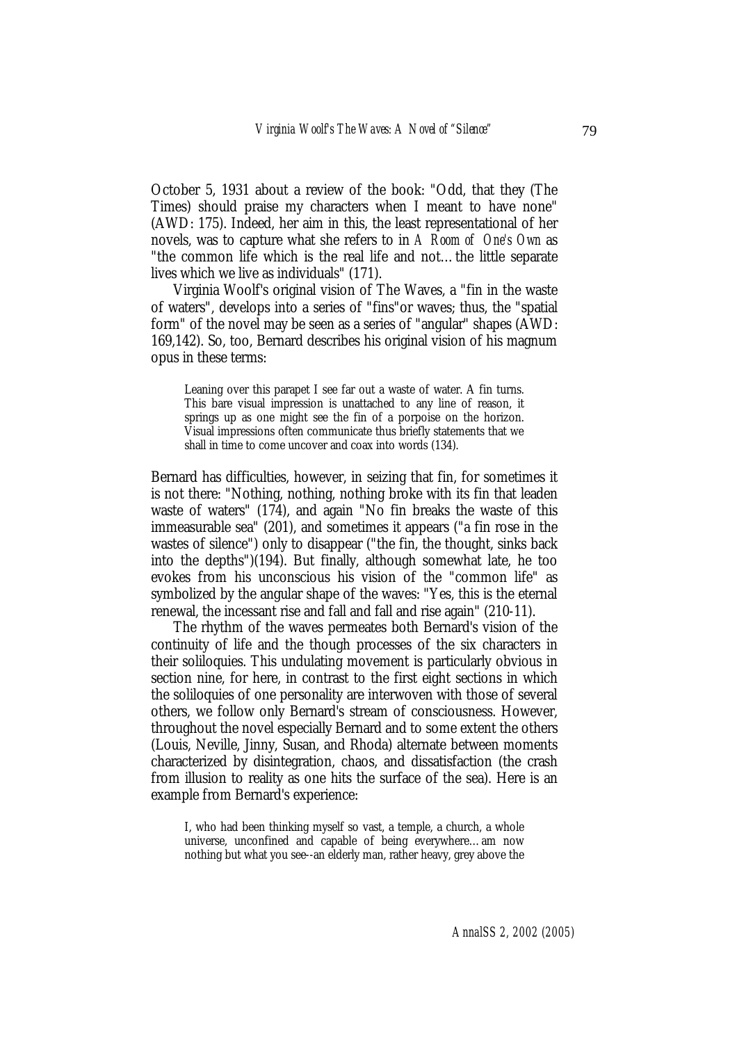October 5, 1931 about a review of the book: "Odd, that they (The Times) should praise my characters when I meant to have none" (AWD: 175). Indeed, her aim in this, the least representational of her novels, was to capture what she refers to in *A Room of One's Own* as "the common life which is the real life and not…the little separate lives which we live as individuals" (171).

Virginia Woolf's original vision of The Waves, a "fin in the waste of waters", develops into a series of "fins"or waves; thus, the "spatial form" of the novel may be seen as a series of "angular" shapes (AWD: 169,142). So, too, Bernard describes his original vision of his magnum opus in these terms:

> Leaning over this parapet I see far out a waste of water. A fin turns. This bare visual impression is unattached to any line of reason, it springs up as one might see the fin of a porpoise on the horizon. Visual impressions often communicate thus briefly statements that we shall in time to come uncover and coax into words (134).

Bernard has difficulties, however, in seizing that fin, for sometimes it is not there: "Nothing, nothing, nothing broke with its fin that leaden waste of waters" (174), and again "No fin breaks the waste of this immeasurable sea" (201), and sometimes it appears ("a fin rose in the wastes of silence") only to disappear ("the fin, the thought, sinks back into the depths")(194). But finally, although somewhat late, he too evokes from his unconscious his vision of the "common life" as symbolized by the angular shape of the waves: "Yes, this is the eternal renewal, the incessant rise and fall and fall and rise again" (210-11).

The rhythm of the waves permeates both Bernard's vision of the continuity of life and the though processes of the six characters in their soliloquies. This undulating movement is particularly obvious in section nine, for here, in contrast to the first eight sections in which the soliloquies of one personality are interwoven with those of several others, we follow only Bernard's stream of consciousness. However, throughout the novel especially Bernard and to some extent the others (Louis, Neville, Jinny, Susan, and Rhoda) alternate between moments characterized by disintegration, chaos, and dissatisfaction (the crash from illusion to reality as one hits the surface of the sea). Here is an example from Bernard's experience:

> I, who had been thinking myself so vast, a temple, a church, a whole universe, unconfined and capable of being everywhere…am now nothing but what you see--an elderly man, rather heavy, grey above the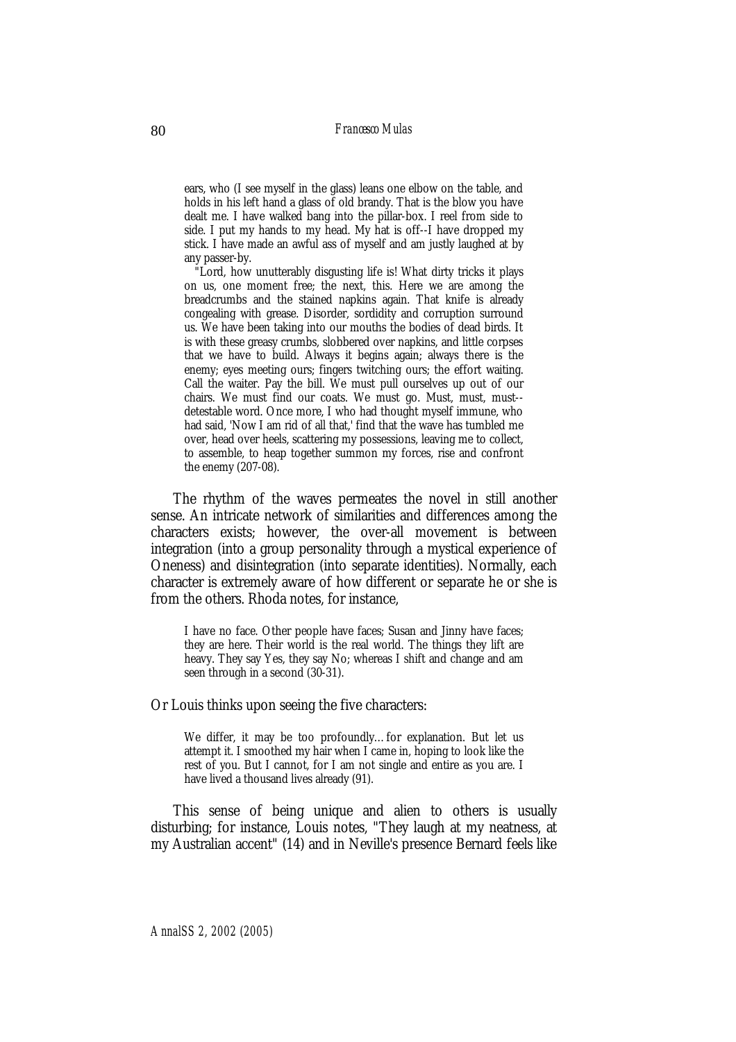> ears, who (I see myself in the glass) leans one elbow on the table, and holds in his left hand a glass of old brandy. That is the blow you have dealt me. I have walked bang into the pillar-box. I reel from side to side. I put my hands to my head. My hat is off--I have dropped my stick. I have made an awful ass of myself and am justly laughed at by any passer-by.
>
> "Lord, how unutterably disgusting life is! What dirty tricks it plays on us, one moment free; the next, this. Here we are among the breadcrumbs and the stained napkins again. That knife is already congealing with grease. Disorder, sordidity and corruption surround us. We have been taking into our mouths the bodies of dead birds. It is with these greasy crumbs, slobbered over napkins, and little corpses that we have to build. Always it begins again; always there is the enemy; eyes meeting ours; fingers twitching ours; the effort waiting. Call the waiter. Pay the bill. We must pull ourselves up out of our chairs. We must find our coats. We must go. Must, must, must--detestable word. Once more, I who had thought myself immune, who had said, 'Now I am rid of all that,' find that the wave has tumbled me over, head over heels, scattering my possessions, leaving me to collect, to assemble, to heap together summon my forces, rise and confront the enemy (207-08).

The rhythm of the waves permeates the novel in still another sense. An intricate network of similarities and differences among the characters exists; however, the over-all movement is between integration (into a group personality through a mystical experience of Oneness) and disintegration (into separate identities). Normally, each character is extremely aware of how different or separate he or she is from the others. Rhoda notes, for instance,

> I have no face. Other people have faces; Susan and Jinny have faces; they are here. Their world is the real world. The things they lift are heavy. They say Yes, they say No; whereas I shift and change and am seen through in a second (30-31).

Or Louis thinks upon seeing the five characters:

> We differ, it may be too profoundly…for explanation. But let us attempt it. I smoothed my hair when I came in, hoping to look like the rest of you. But I cannot, for I am not single and entire as you are. I have lived a thousand lives already (91).

This sense of being unique and alien to others is usually disturbing; for instance, Louis notes, "They laugh at my neatness, at my Australian accent" (14) and in Neville's presence Bernard feels like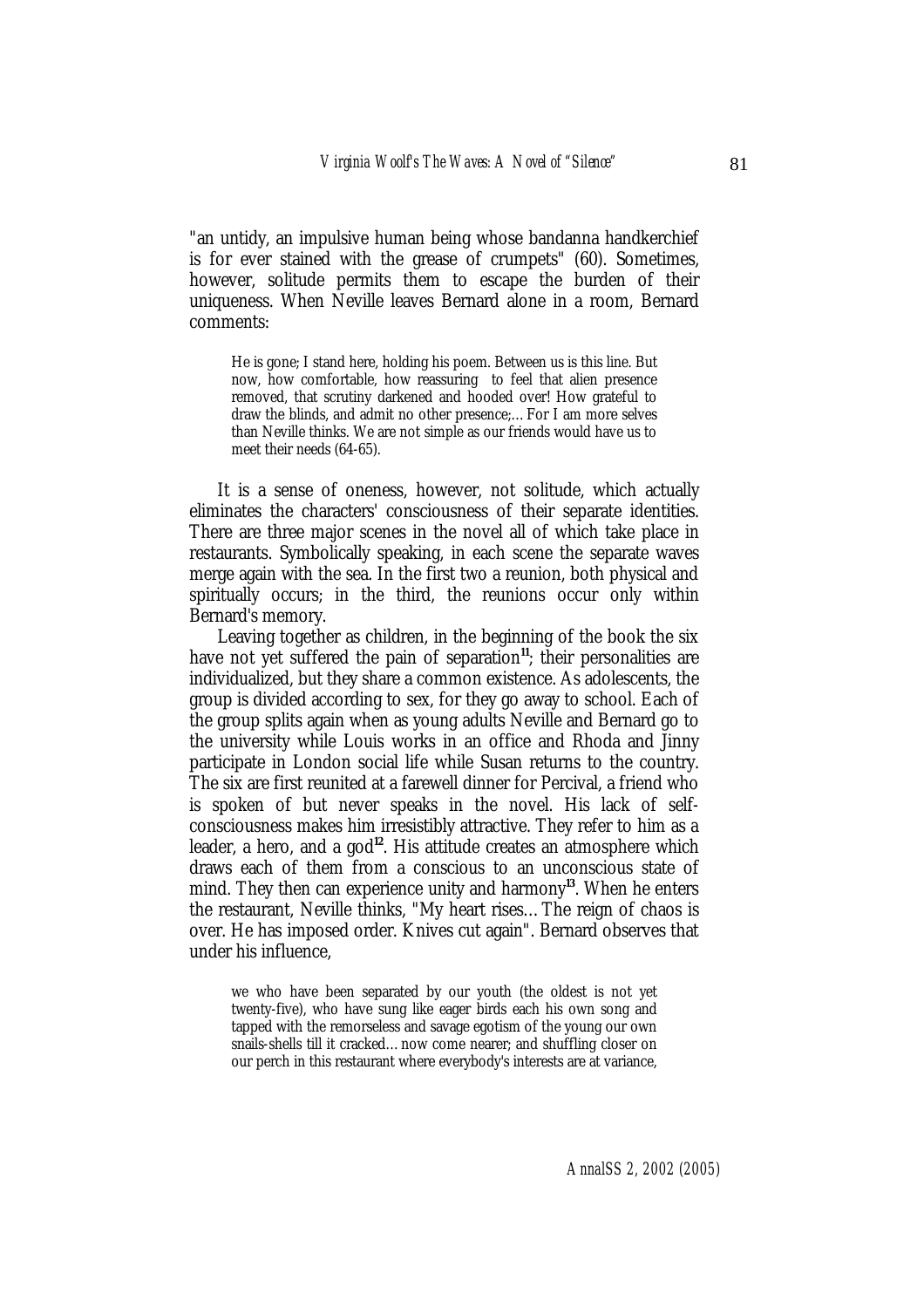"an untidy, an impulsive human being whose bandanna handkerchief is for ever stained with the grease of crumpets" (60). Sometimes, however, solitude permits them to escape the burden of their uniqueness. When Neville leaves Bernard alone in a room, Bernard comments:

> He is gone; I stand here, holding his poem. Between us is this line. But now, how comfortable, how reassuring to feel that alien presence removed, that scrutiny darkened and hooded over! How grateful to draw the blinds, and admit no other presence;… For I am more selves than Neville thinks. We are not simple as our friends would have us to meet their needs (64-65).

It is a sense of oneness, however, not solitude, which actually eliminates the characters' consciousness of their separate identities. There are three major scenes in the novel all of which take place in restaurants. Symbolically speaking, in each scene the separate waves merge again with the sea. In the first two a reunion, both physical and spiritually occurs; in the third, the reunions occur only within Bernard's memory.

Leaving together as children, in the beginning of the book the six have not yet suffered the pain of separation[11]; their personalities are individualized, but they share a common existence. As adolescents, the group is divided according to sex, for they go away to school. Each of the group splits again when as young adults Neville and Bernard go to the university while Louis works in an office and Rhoda and Jinny participate in London social life while Susan returns to the country. The six are first reunited at a farewell dinner for Percival, a friend who is spoken of but never speaks in the novel. His lack of self-consciousness makes him irresistibly attractive. They refer to him as a leader, a hero, and a god[12]. His attitude creates an atmosphere which draws each of them from a conscious to an unconscious state of mind. They then can experience unity and harmony[13]. When he enters the restaurant, Neville thinks, "My heart rises… The reign of chaos is over. He has imposed order. Knives cut again". Bernard observes that under his influence,

> we who have been separated by our youth (the oldest is not yet twenty-five), who have sung like eager birds each his own song and tapped with the remorseless and savage egotism of the young our own snails-shells till it cracked… now come nearer; and shuffling closer on our perch in this restaurant where everybody's interests are at variance,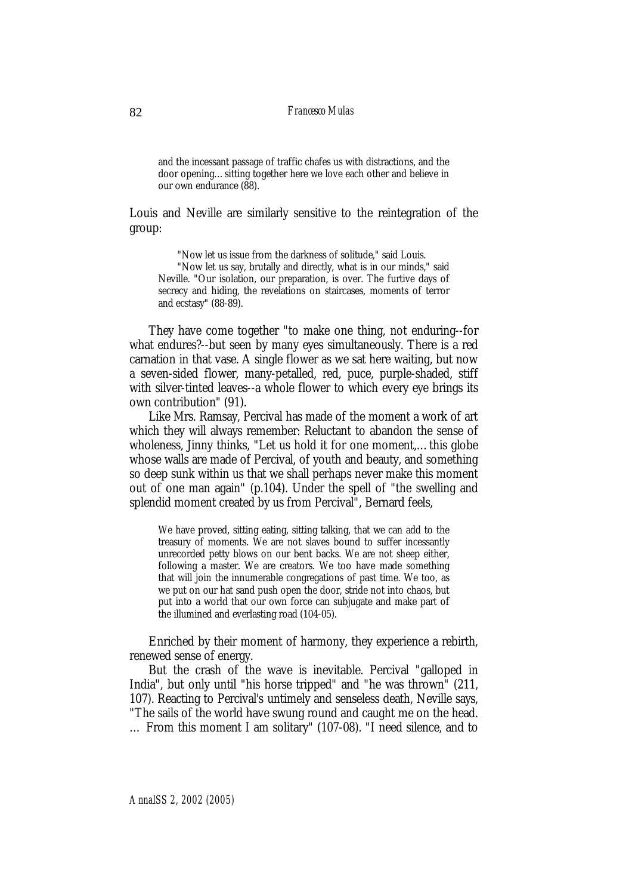> and the incessant passage of traffic chafes us with distractions, and the door opening… sitting together here we love each other and believe in our own endurance (88).

Louis and Neville are similarly sensitive to the reintegration of the group:

> "Now let us issue from the darkness of solitude," said Louis.
>
> "Now let us say, brutally and directly, what is in our minds," said Neville. "Our isolation, our preparation, is over. The furtive days of secrecy and hiding, the revelations on staircases, moments of terror and ecstasy" (88-89).

They have come together "to make one thing, not enduring--for what endures?--but seen by many eyes simultaneously. There is a red carnation in that vase. A single flower as we sat here waiting, but now a seven-sided flower, many-petalled, red, puce, purple-shaded, stiff with silver-tinted leaves--a whole flower to which every eye brings its own contribution" (91).

Like Mrs. Ramsay, Percival has made of the moment a work of art which they will always remember: Reluctant to abandon the sense of wholeness, Jinny thinks, "Let us hold it for one moment,… this globe whose walls are made of Percival, of youth and beauty, and something so deep sunk within us that we shall perhaps never make this moment out of one man again" (p.104). Under the spell of "the swelling and splendid moment created by us from Percival", Bernard feels,

> We have proved, sitting eating, sitting talking, that we can add to the treasury of moments. We are not slaves bound to suffer incessantly unrecorded petty blows on our bent backs. We are not sheep either, following a master. We are creators. We too have made something that will join the innumerable congregations of past time. We too, as we put on our hat sand push open the door, stride not into chaos, but put into a world that our own force can subjugate and make part of the illumined and everlasting road (104-05).

Enriched by their moment of harmony, they experience a rebirth, renewed sense of energy.

But the crash of the wave is inevitable. Percival "galloped in India", but only until "his horse tripped" and "he was thrown" (211, 107). Reacting to Percival's untimely and senseless death, Neville says, "The sails of the world have swung round and caught me on the head. … From this moment I am solitary" (107-08). "I need silence, and to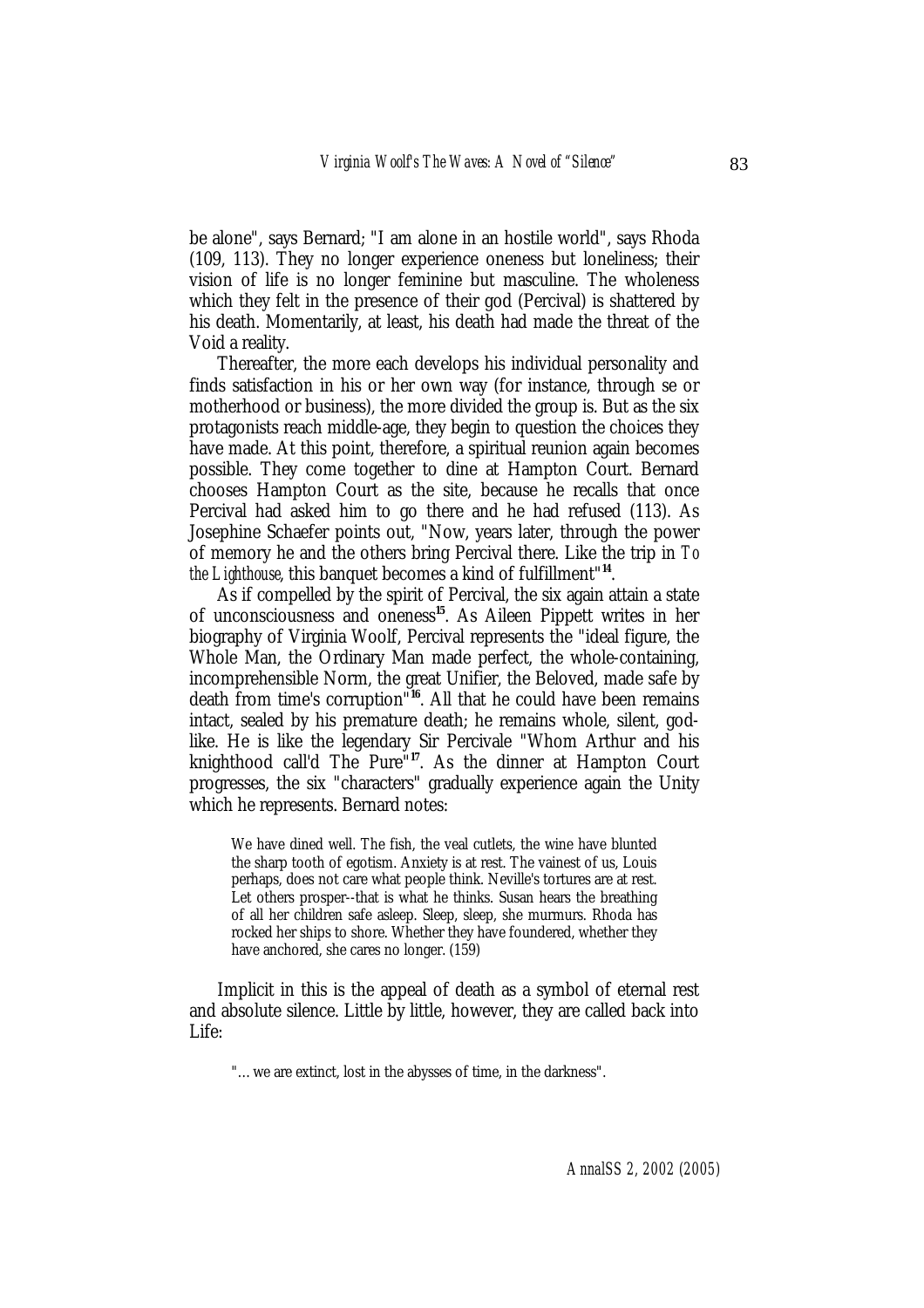be alone", says Bernard; "I am alone in an hostile world", says Rhoda (109, 113). They no longer experience oneness but loneliness; their vision of life is no longer feminine but masculine. The wholeness which they felt in the presence of their god (Percival) is shattered by his death. Momentarily, at least, his death had made the threat of the Void a reality.

Thereafter, the more each develops his individual personality and finds satisfaction in his or her own way (for instance, through se or motherhood or business), the more divided the group is. But as the six protagonists reach middle-age, they begin to question the choices they have made. At this point, therefore, a spiritual reunion again becomes possible. They come together to dine at Hampton Court. Bernard chooses Hampton Court as the site, because he recalls that once Percival had asked him to go there and he had refused (113). As Josephine Schaefer points out, "Now, years later, through the power of memory he and the others bring Percival there. Like the trip in *To the Lighthouse*, this banquet becomes a kind of fulfillment"[14].

As if compelled by the spirit of Percival, the six again attain a state of unconsciousness and oneness[15]. As Aileen Pippett writes in her biography of Virginia Woolf, Percival represents the "ideal figure, the Whole Man, the Ordinary Man made perfect, the whole-containing, incomprehensible Norm, the great Unifier, the Beloved, made safe by death from time's corruption"[16]. All that he could have been remains intact, sealed by his premature death; he remains whole, silent, god-like. He is like the legendary Sir Percivale "Whom Arthur and his knighthood call'd The Pure"[17]. As the dinner at Hampton Court progresses, the six "characters" gradually experience again the Unity which he represents. Bernard notes:

> We have dined well. The fish, the veal cutlets, the wine have blunted the sharp tooth of egotism. Anxiety is at rest. The vainest of us, Louis perhaps, does not care what people think. Neville's tortures are at rest. Let others prosper--that is what he thinks. Susan hears the breathing of all her children safe asleep. Sleep, sleep, she murmurs. Rhoda has rocked her ships to shore. Whether they have foundered, whether they have anchored, she cares no longer. (159)

Implicit in this is the appeal of death as a symbol of eternal rest and absolute silence. Little by little, however, they are called back into Life:

> "… we are extinct, lost in the abysses of time, in the darkness".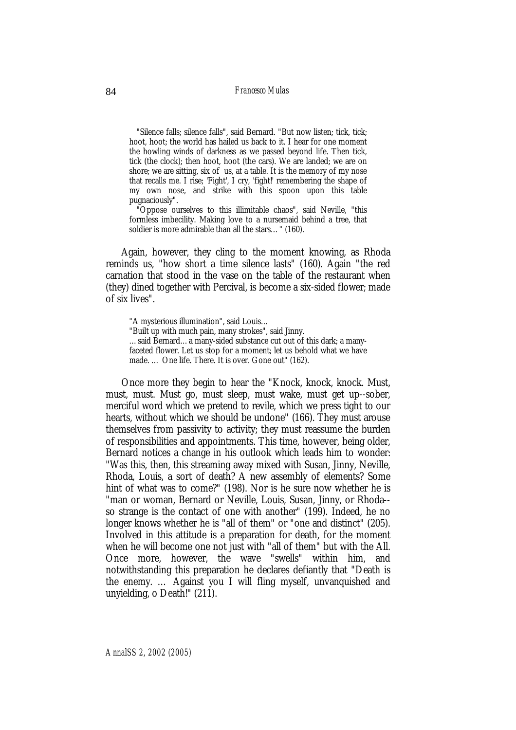> "Silence falls; silence falls", said Bernard. "But now listen; tick, tick; hoot, hoot; the world has hailed us back to it. I hear for one moment the howling winds of darkness as we passed beyond life. Then tick, tick (the clock); then hoot, hoot (the cars). We are landed; we are on shore; we are sitting, six of us, at a table. It is the memory of my nose that recalls me. I rise; 'Fight', I cry, 'fight!' remembering the shape of my own nose, and strike with this spoon upon this table pugnaciously".
>
> "Oppose ourselves to this illimitable chaos", said Neville, "this formless imbecility. Making love to a nursemaid behind a tree, that soldier is more admirable than all the stars…" (160).

Again, however, they cling to the moment knowing, as Rhoda reminds us, "how short a time silence lasts" (160). Again "the red carnation that stood in the vase on the table of the restaurant when (they) dined together with Percival, is become a six-sided flower; made of six lives".

> "A mysterious illumination", said Louis…
>
> "Built up with much pain, many strokes", said Jinny.
>
> …said Bernard… a many-sided substance cut out of this dark; a many-faceted flower. Let us stop for a moment; let us behold what we have made. … One life. There. It is over. Gone out" (162).

Once more they begin to hear the "Knock, knock, knock. Must, must, must. Must go, must sleep, must wake, must get up--sober, merciful word which we pretend to revile, which we press tight to our hearts, without which we should be undone" (166). They must arouse themselves from passivity to activity; they must reassume the burden of responsibilities and appointments. This time, however, being older, Bernard notices a change in his outlook which leads him to wonder: "Was this, then, this streaming away mixed with Susan, Jinny, Neville, Rhoda, Louis, a sort of death? A new assembly of elements? Some hint of what was to come?" (198). Nor is he sure now whether he is "man or woman, Bernard or Neville, Louis, Susan, Jinny, or Rhoda--so strange is the contact of one with another" (199). Indeed, he no longer knows whether he is "all of them" or "one and distinct" (205). Involved in this attitude is a preparation for death, for the moment when he will become one not just with "all of them" but with the All. Once more, however, the wave "swells" within him, and notwithstanding this preparation he declares defiantly that "Death is the enemy. … Against you I will fling myself, unvanquished and unyielding, o Death!" (211).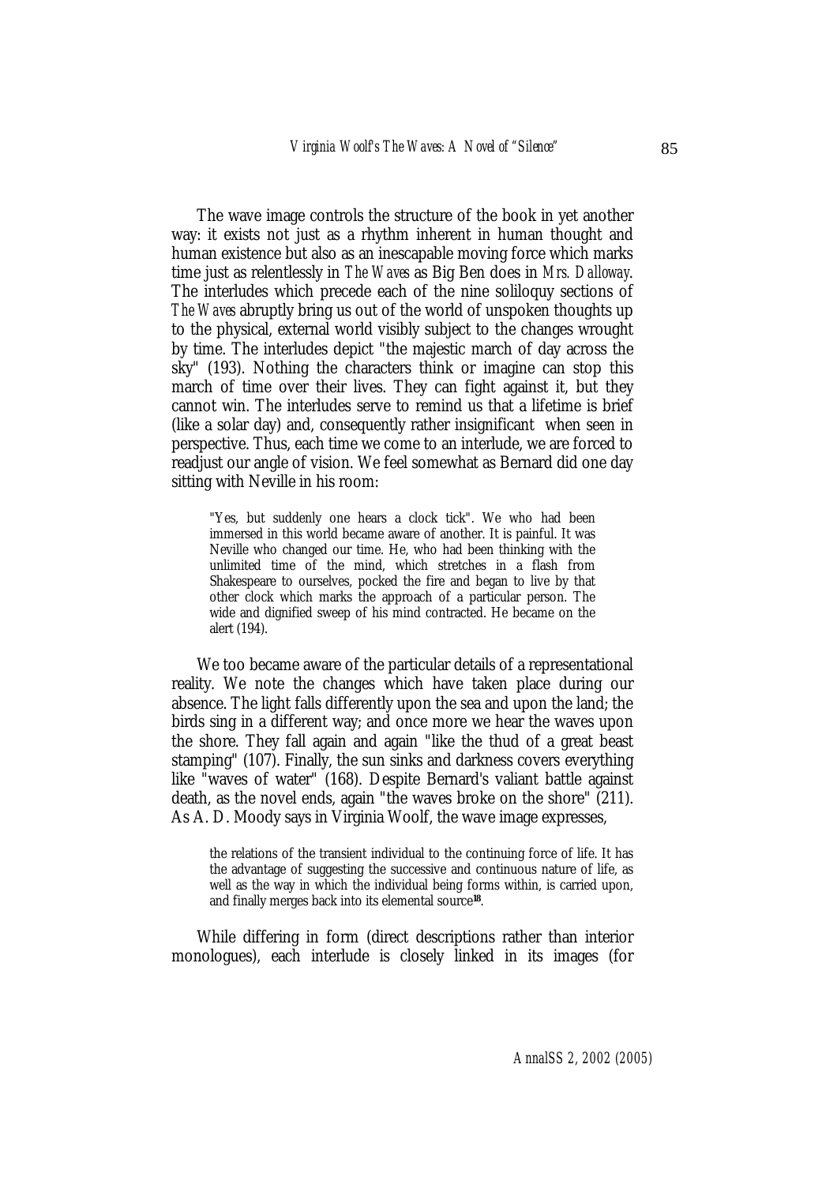The wave image controls the structure of the book in yet another way: it exists not just as a rhythm inherent in human thought and human existence but also as an inescapable moving force which marks time just as relentlessly in *The Waves* as Big Ben does in *Mrs. Dalloway*. The interludes which precede each of the nine soliloquy sections of *The Waves* abruptly bring us out of the world of unspoken thoughts up to the physical, external world visibly subject to the changes wrought by time. The interludes depict "the majestic march of day across the sky" (193). Nothing the characters think or imagine can stop this march of time over their lives. They can fight against it, but they cannot win. The interludes serve to remind us that a lifetime is brief (like a solar day) and, consequently rather insignificant when seen in perspective. Thus, each time we come to an interlude, we are forced to readjust our angle of vision. We feel somewhat as Bernard did one day sitting with Neville in his room:

> "Yes, but suddenly one hears a clock tick". We who had been immersed in this world became aware of another. It is painful. It was Neville who changed our time. He, who had been thinking with the unlimited time of the mind, which stretches in a flash from Shakespeare to ourselves, pocked the fire and began to live by that other clock which marks the approach of a particular person. The wide and dignified sweep of his mind contracted. He became on the alert (194).

We too became aware of the particular details of a representational reality. We note the changes which have taken place during our absence. The light falls differently upon the sea and upon the land; the birds sing in a different way; and once more we hear the waves upon the shore. They fall again and again "like the thud of a great beast stamping" (107). Finally, the sun sinks and darkness covers everything like "waves of water" (168). Despite Bernard's valiant battle against death, as the novel ends, again "the waves broke on the shore" (211). As A. D. Moody says in Virginia Woolf, the wave image expresses,

> the relations of the transient individual to the continuing force of life. It has the advantage of suggesting the successive and continuous nature of life, as well as the way in which the individual being forms within, is carried upon, and finally merges back into its elemental source[18].

While differing in form (direct descriptions rather than interior monologues), each interlude is closely linked in its images (for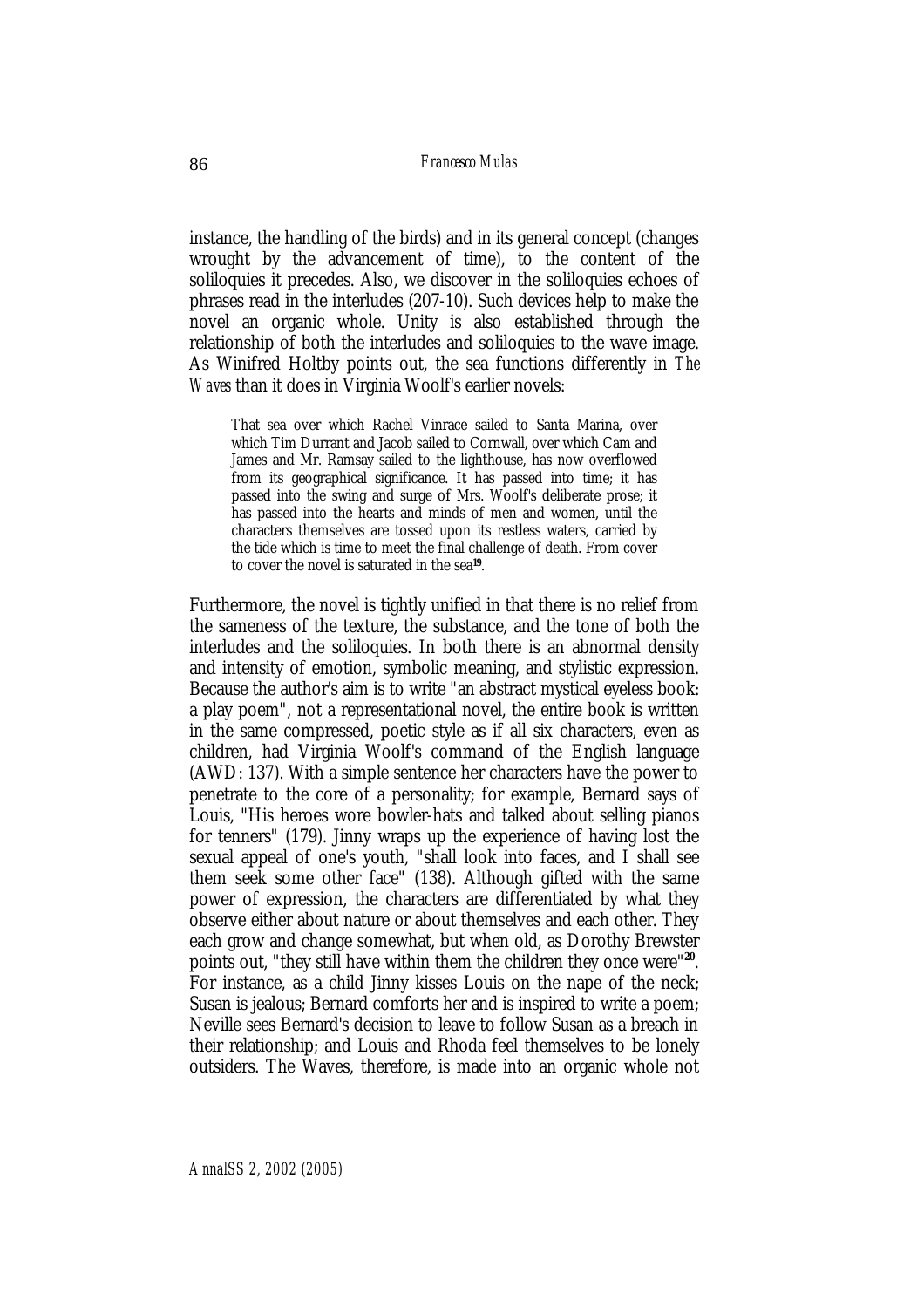instance, the handling of the birds) and in its general concept (changes wrought by the advancement of time), to the content of the soliloquies it precedes. Also, we discover in the soliloquies echoes of phrases read in the interludes (207-10). Such devices help to make the novel an organic whole. Unity is also established through the relationship of both the interludes and soliloquies to the wave image. As Winifred Holtby points out, the sea functions differently in *The Waves* than it does in Virginia Woolf's earlier novels:

> That sea over which Rachel Vinrace sailed to Santa Marina, over which Tim Durrant and Jacob sailed to Cornwall, over which Cam and James and Mr. Ramsay sailed to the lighthouse, has now overflowed from its geographical significance. It has passed into time; it has passed into the swing and surge of Mrs. Woolf's deliberate prose; it has passed into the hearts and minds of men and women, until the characters themselves are tossed upon its restless waters, carried by the tide which is time to meet the final challenge of death. From cover to cover the novel is saturated in the sea[19].

Furthermore, the novel is tightly unified in that there is no relief from the sameness of the texture, the substance, and the tone of both the interludes and the soliloquies. In both there is an abnormal density and intensity of emotion, symbolic meaning, and stylistic expression. Because the author's aim is to write "an abstract mystical eyeless book: a play poem", not a representational novel, the entire book is written in the same compressed, poetic style as if all six characters, even as children, had Virginia Woolf's command of the English language (AWD: 137). With a simple sentence her characters have the power to penetrate to the core of a personality; for example, Bernard says of Louis, "His heroes wore bowler-hats and talked about selling pianos for tenners" (179). Jinny wraps up the experience of having lost the sexual appeal of one's youth, "shall look into faces, and I shall see them seek some other face" (138). Although gifted with the same power of expression, the characters are differentiated by what they observe either about nature or about themselves and each other. They each grow and change somewhat, but when old, as Dorothy Brewster points out, "they still have within them the children they once were"[20]. For instance, as a child Jinny kisses Louis on the nape of the neck; Susan is jealous; Bernard comforts her and is inspired to write a poem; Neville sees Bernard's decision to leave to follow Susan as a breach in their relationship; and Louis and Rhoda feel themselves to be lonely outsiders. The Waves, therefore, is made into an organic whole not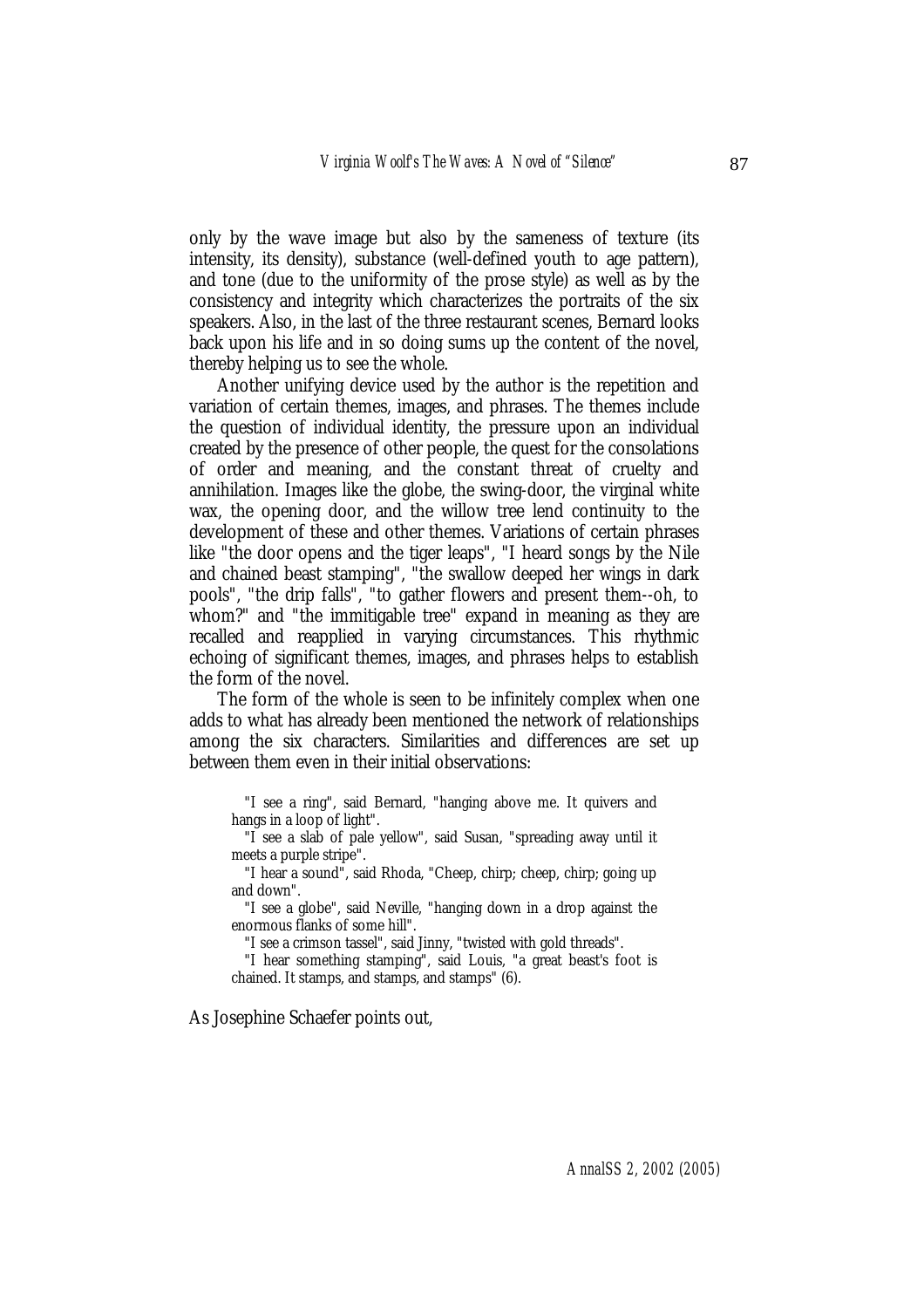only by the wave image but also by the sameness of texture (its intensity, its density), substance (well-defined youth to age pattern), and tone (due to the uniformity of the prose style) as well as by the consistency and integrity which characterizes the portraits of the six speakers. Also, in the last of the three restaurant scenes, Bernard looks back upon his life and in so doing sums up the content of the novel, thereby helping us to see the whole.

Another unifying device used by the author is the repetition and variation of certain themes, images, and phrases. The themes include the question of individual identity, the pressure upon an individual created by the presence of other people, the quest for the consolations of order and meaning, and the constant threat of cruelty and annihilation. Images like the globe, the swing-door, the virginal white wax, the opening door, and the willow tree lend continuity to the development of these and other themes. Variations of certain phrases like "the door opens and the tiger leaps", "I heard songs by the Nile and chained beast stamping", "the swallow deeped her wings in dark pools", "the drip falls", "to gather flowers and present them--oh, to whom?" and "the immitigable tree" expand in meaning as they are recalled and reapplied in varying circumstances. This rhythmic echoing of significant themes, images, and phrases helps to establish the form of the novel.

The form of the whole is seen to be infinitely complex when one adds to what has already been mentioned the network of relationships among the six characters. Similarities and differences are set up between them even in their initial observations:

> "I see a ring", said Bernard, "hanging above me. It quivers and hangs in a loop of light".
>
> "I see a slab of pale yellow", said Susan, "spreading away until it meets a purple stripe".
>
> "I hear a sound", said Rhoda, "Cheep, chirp; cheep, chirp; going up and down".
>
> "I see a globe", said Neville, "hanging down in a drop against the enormous flanks of some hill".
>
> "I see a crimson tassel", said Jinny, "twisted with gold threads".
>
> "I hear something stamping", said Louis, "a great beast's foot is chained. It stamps, and stamps, and stamps" (6).

As Josephine Schaefer points out,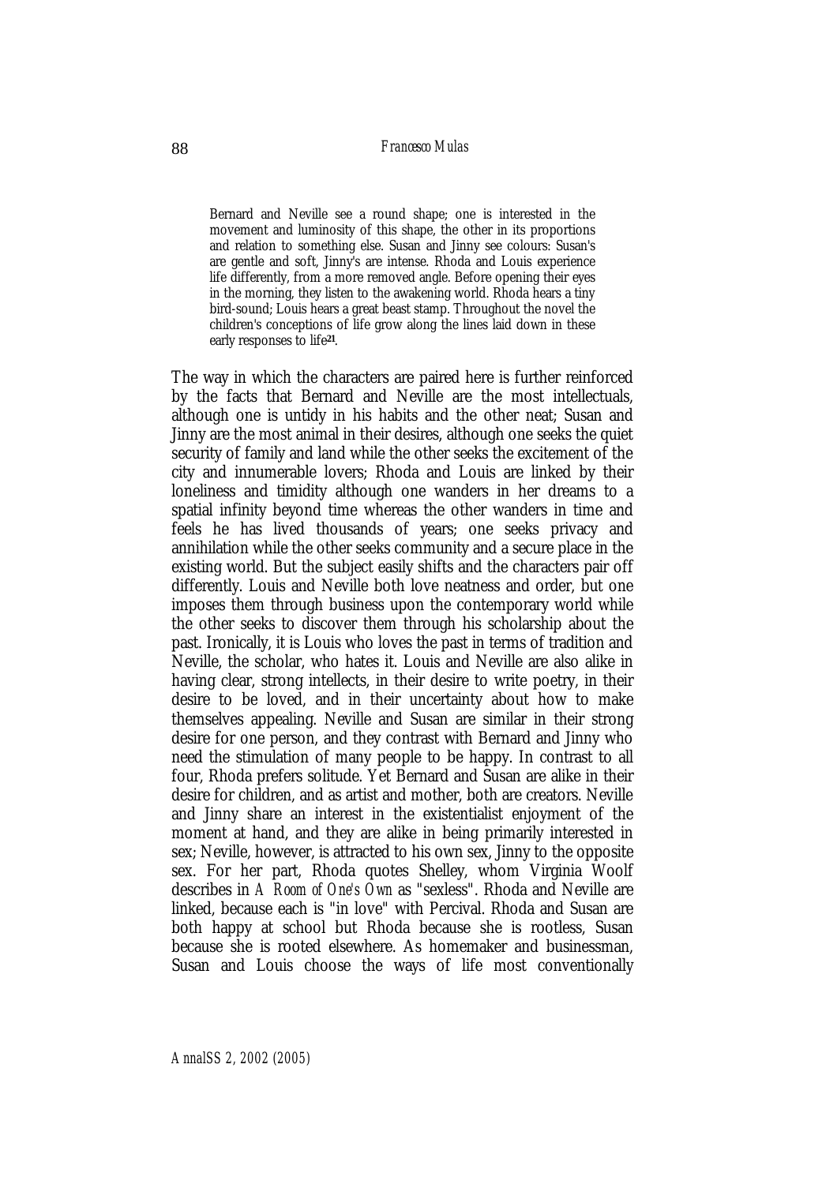> Bernard and Neville see a round shape; one is interested in the movement and luminosity of this shape, the other in its proportions and relation to something else. Susan and Jinny see colours: Susan's are gentle and soft, Jinny's are intense. Rhoda and Louis experience life differently, from a more removed angle. Before opening their eyes in the morning, they listen to the awakening world. Rhoda hears a tiny bird-sound; Louis hears a great beast stamp. Throughout the novel the children's conceptions of life grow along the lines laid down in these early responses to life[21].

The way in which the characters are paired here is further reinforced by the facts that Bernard and Neville are the most intellectuals, although one is untidy in his habits and the other neat; Susan and Jinny are the most animal in their desires, although one seeks the quiet security of family and land while the other seeks the excitement of the city and innumerable lovers; Rhoda and Louis are linked by their loneliness and timidity although one wanders in her dreams to a spatial infinity beyond time whereas the other wanders in time and feels he has lived thousands of years; one seeks privacy and annihilation while the other seeks community and a secure place in the existing world. But the subject easily shifts and the characters pair off differently. Louis and Neville both love neatness and order, but one imposes them through business upon the contemporary world while the other seeks to discover them through his scholarship about the past. Ironically, it is Louis who loves the past in terms of tradition and Neville, the scholar, who hates it. Louis and Neville are also alike in having clear, strong intellects, in their desire to write poetry, in their desire to be loved, and in their uncertainty about how to make themselves appealing. Neville and Susan are similar in their strong desire for one person, and they contrast with Bernard and Jinny who need the stimulation of many people to be happy. In contrast to all four, Rhoda prefers solitude. Yet Bernard and Susan are alike in their desire for children, and as artist and mother, both are creators. Neville and Jinny share an interest in the existentialist enjoyment of the moment at hand, and they are alike in being primarily interested in sex; Neville, however, is attracted to his own sex, Jinny to the opposite sex. For her part, Rhoda quotes Shelley, whom Virginia Woolf describes in *A Room of One's Own* as "sexless". Rhoda and Neville are linked, because each is "in love" with Percival. Rhoda and Susan are both happy at school but Rhoda because she is rootless, Susan because she is rooted elsewhere. As homemaker and businessman, Susan and Louis choose the ways of life most conventionally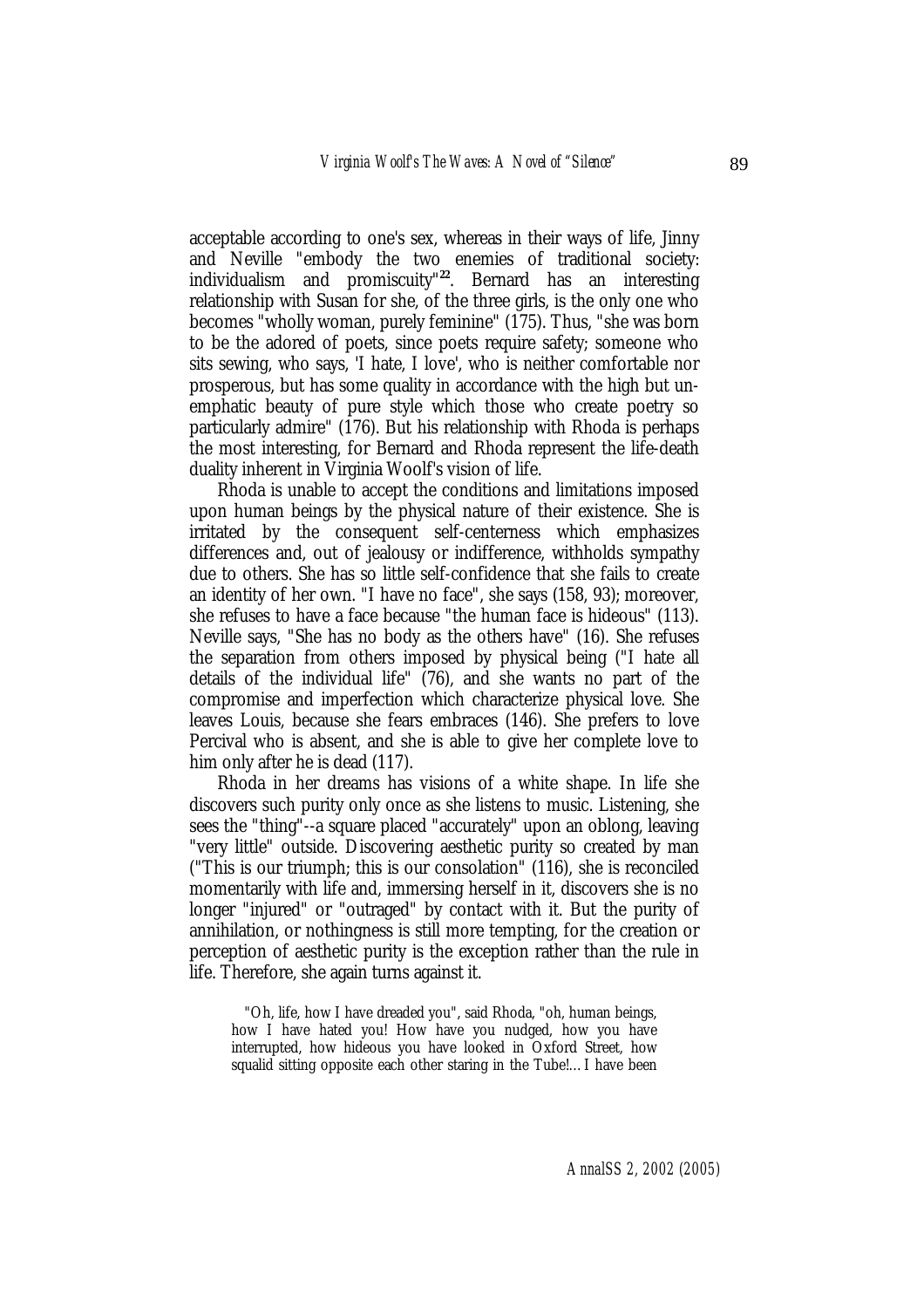acceptable according to one's sex, whereas in their ways of life, Jinny and Neville "embody the two enemies of traditional society: individualism and promiscuity"[22]. Bernard has an interesting relationship with Susan for she, of the three girls, is the only one who becomes "wholly woman, purely feminine" (175). Thus, "she was born to be the adored of poets, since poets require safety; someone who sits sewing, who says, 'I hate, I love', who is neither comfortable nor prosperous, but has some quality in accordance with the high but un-emphatic beauty of pure style which those who create poetry so particularly admire" (176). But his relationship with Rhoda is perhaps the most interesting, for Bernard and Rhoda represent the life-death duality inherent in Virginia Woolf's vision of life.

Rhoda is unable to accept the conditions and limitations imposed upon human beings by the physical nature of their existence. She is irritated by the consequent self-centerness which emphasizes differences and, out of jealousy or indifference, withholds sympathy due to others. She has so little self-confidence that she fails to create an identity of her own. "I have no face", she says (158, 93); moreover, she refuses to have a face because "the human face is hideous" (113). Neville says, "She has no body as the others have" (16). She refuses the separation from others imposed by physical being ("I hate all details of the individual life" (76), and she wants no part of the compromise and imperfection which characterize physical love. She leaves Louis, because she fears embraces (146). She prefers to love Percival who is absent, and she is able to give her complete love to him only after he is dead (117).

Rhoda in her dreams has visions of a white shape. In life she discovers such purity only once as she listens to music. Listening, she sees the "thing"--a square placed "accurately" upon an oblong, leaving "very little" outside. Discovering aesthetic purity so created by man ("This is our triumph; this is our consolation" (116), she is reconciled momentarily with life and, immersing herself in it, discovers she is no longer "injured" or "outraged" by contact with it. But the purity of annihilation, or nothingness is still more tempting, for the creation or perception of aesthetic purity is the exception rather than the rule in life. Therefore, she again turns against it.

> "Oh, life, how I have dreaded you", said Rhoda, "oh, human beings, how I have hated you! How have you nudged, how you have interrupted, how hideous you have looked in Oxford Street, how squalid sitting opposite each other staring in the Tube!... I have been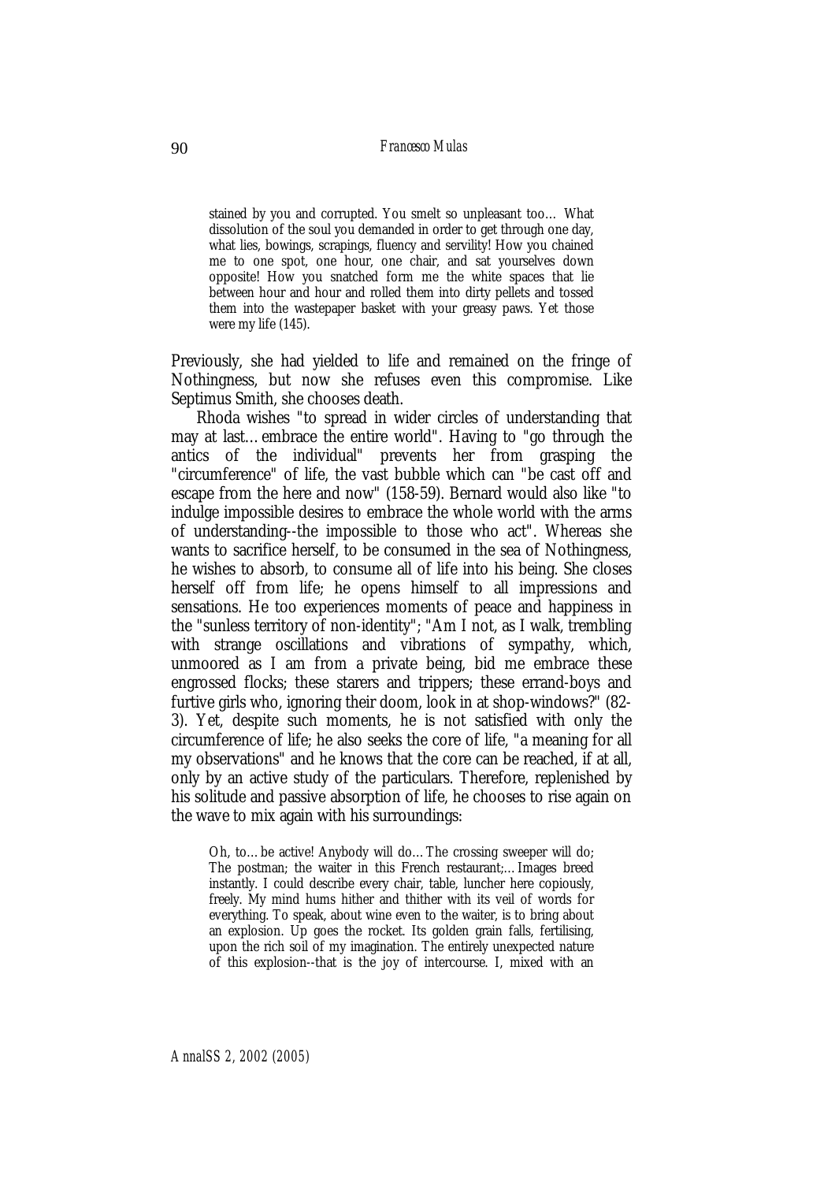> stained by you and corrupted. You smelt so unpleasant too… What dissolution of the soul you demanded in order to get through one day, what lies, bowings, scrapings, fluency and servility! How you chained me to one spot, one hour, one chair, and sat yourselves down opposite! How you snatched form me the white spaces that lie between hour and hour and rolled them into dirty pellets and tossed them into the wastepaper basket with your greasy paws. Yet those were my life (145).

Previously, she had yielded to life and remained on the fringe of Nothingness, but now she refuses even this compromise. Like Septimus Smith, she chooses death.

Rhoda wishes "to spread in wider circles of understanding that may at last… embrace the entire world". Having to "go through the antics of the individual" prevents her from grasping the "circumference" of life, the vast bubble which can "be cast off and escape from the here and now" (158-59). Bernard would also like "to indulge impossible desires to embrace the whole world with the arms of understanding--the impossible to those who act". Whereas she wants to sacrifice herself, to be consumed in the sea of Nothingness, he wishes to absorb, to consume all of life into his being. She closes herself off from life; he opens himself to all impressions and sensations. He too experiences moments of peace and happiness in the "sunless territory of non-identity"; "Am I not, as I walk, trembling with strange oscillations and vibrations of sympathy, which, unmoored as I am from a private being, bid me embrace these engrossed flocks; these starers and trippers; these errand-boys and furtive girls who, ignoring their doom, look in at shop-windows?" (82-3). Yet, despite such moments, he is not satisfied with only the circumference of life; he also seeks the core of life, "a meaning for all my observations" and he knows that the core can be reached, if at all, only by an active study of the particulars. Therefore, replenished by his solitude and passive absorption of life, he chooses to rise again on the wave to mix again with his surroundings:

> Oh, to… be active! Anybody will do… The crossing sweeper will do; The postman; the waiter in this French restaurant;… Images breed instantly. I could describe every chair, table, luncher here copiously, freely. My mind hums hither and thither with its veil of words for everything. To speak, about wine even to the waiter, is to bring about an explosion. Up goes the rocket. Its golden grain falls, fertilising, upon the rich soil of my imagination. The entirely unexpected nature of this explosion--that is the joy of intercourse. I, mixed with an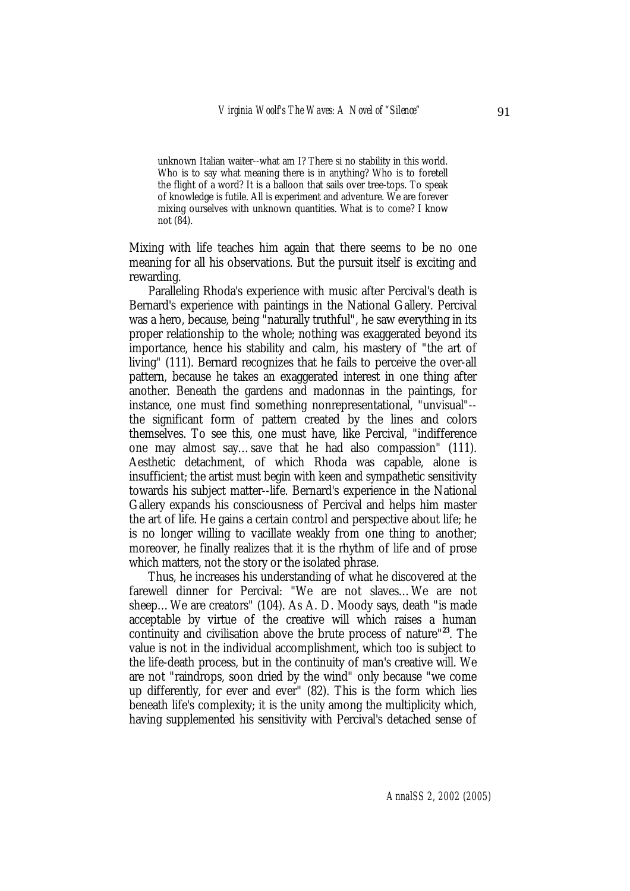> unknown Italian waiter--what am I? There si no stability in this world. Who is to say what meaning there is in anything? Who is to foretell the flight of a word? It is a balloon that sails over tree-tops. To speak of knowledge is futile. All is experiment and adventure. We are forever mixing ourselves with unknown quantities. What is to come? I know not (84).

Mixing with life teaches him again that there seems to be no one meaning for all his observations. But the pursuit itself is exciting and rewarding.

Paralleling Rhoda's experience with music after Percival's death is Bernard's experience with paintings in the National Gallery. Percival was a hero, because, being "naturally truthful", he saw everything in its proper relationship to the whole; nothing was exaggerated beyond its importance, hence his stability and calm, his mastery of "the art of living" (111). Bernard recognizes that he fails to perceive the over-all pattern, because he takes an exaggerated interest in one thing after another. Beneath the gardens and madonnas in the paintings, for instance, one must find something nonrepresentational, "unvisual"--the significant form of pattern created by the lines and colors themselves. To see this, one must have, like Percival, "indifference one may almost say… save that he had also compassion" (111). Aesthetic detachment, of which Rhoda was capable, alone is insufficient; the artist must begin with keen and sympathetic sensitivity towards his subject matter--life. Bernard's experience in the National Gallery expands his consciousness of Percival and helps him master the art of life. He gains a certain control and perspective about life; he is no longer willing to vacillate weakly from one thing to another; moreover, he finally realizes that it is the rhythm of life and of prose which matters, not the story or the isolated phrase.

Thus, he increases his understanding of what he discovered at the farewell dinner for Percival: "We are not slaves… We are not sheep… We are creators" (104). As A. D. Moody says, death "is made acceptable by virtue of the creative will which raises a human continuity and civilisation above the brute process of nature"[23]. The value is not in the individual accomplishment, which too is subject to the life-death process, but in the continuity of man's creative will. We are not "raindrops, soon dried by the wind" only because "we come up differently, for ever and ever" (82). This is the form which lies beneath life's complexity; it is the unity among the multiplicity which, having supplemented his sensitivity with Percival's detached sense of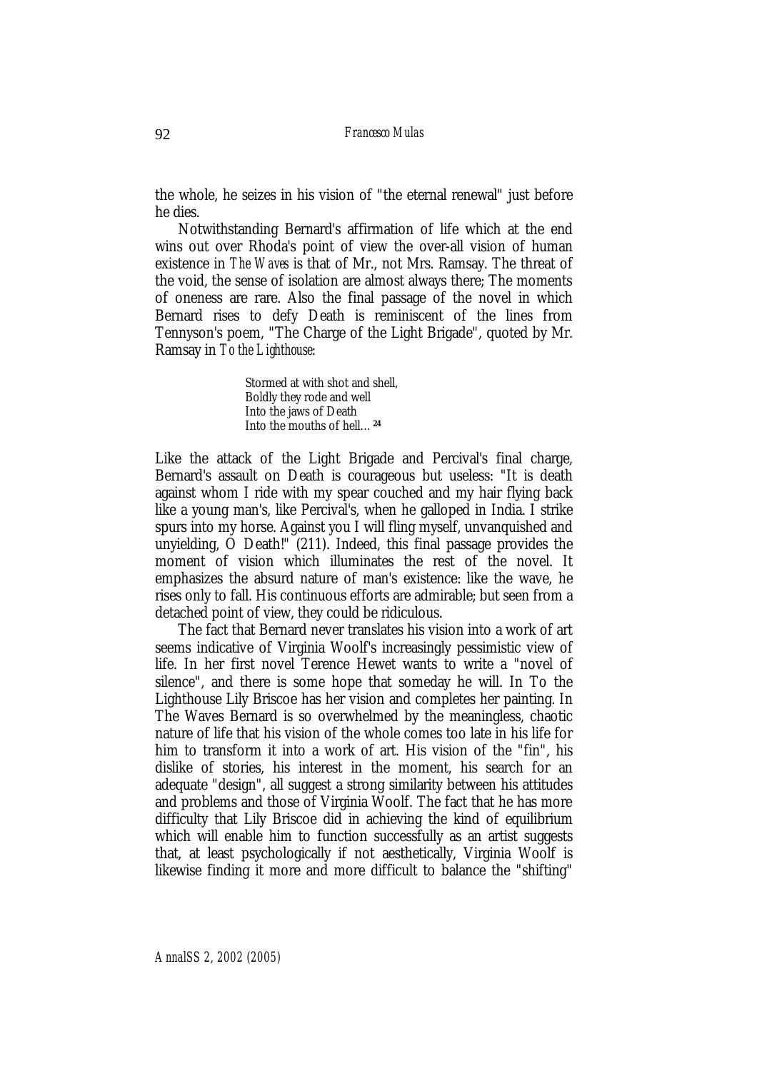the whole, he seizes in his vision of "the eternal renewal" just before he dies.

Notwithstanding Bernard's affirmation of life which at the end wins out over Rhoda's point of view the over-all vision of human existence in *The Waves* is that of Mr., not Mrs. Ramsay. The threat of the void, the sense of isolation are almost always there; The moments of oneness are rare. Also the final passage of the novel in which Bernard rises to defy Death is reminiscent of the lines from Tennyson's poem, "The Charge of the Light Brigade", quoted by Mr. Ramsay in *To the Lighthouse*:

> Stormed at with shot and shell,
> Boldly they rode and well
> Into the jaws of Death
> Into the mouths of hell…[24]

Like the attack of the Light Brigade and Percival's final charge, Bernard's assault on Death is courageous but useless: "It is death against whom I ride with my spear couched and my hair flying back like a young man's, like Percival's, when he galloped in India. I strike spurs into my horse. Against you I will fling myself, unvanquished and unyielding, O Death!" (211). Indeed, this final passage provides the moment of vision which illuminates the rest of the novel. It emphasizes the absurd nature of man's existence: like the wave, he rises only to fall. His continuous efforts are admirable; but seen from a detached point of view, they could be ridiculous.

The fact that Bernard never translates his vision into a work of art seems indicative of Virginia Woolf's increasingly pessimistic view of life. In her first novel Terence Hewet wants to write a "novel of silence", and there is some hope that someday he will. In To the Lighthouse Lily Briscoe has her vision and completes her painting. In The Waves Bernard is so overwhelmed by the meaningless, chaotic nature of life that his vision of the whole comes too late in his life for him to transform it into a work of art. His vision of the "fin", his dislike of stories, his interest in the moment, his search for an adequate "design", all suggest a strong similarity between his attitudes and problems and those of Virginia Woolf. The fact that he has more difficulty that Lily Briscoe did in achieving the kind of equilibrium which will enable him to function successfully as an artist suggests that, at least psychologically if not aesthetically, Virginia Woolf is likewise finding it more and more difficult to balance the "shifting"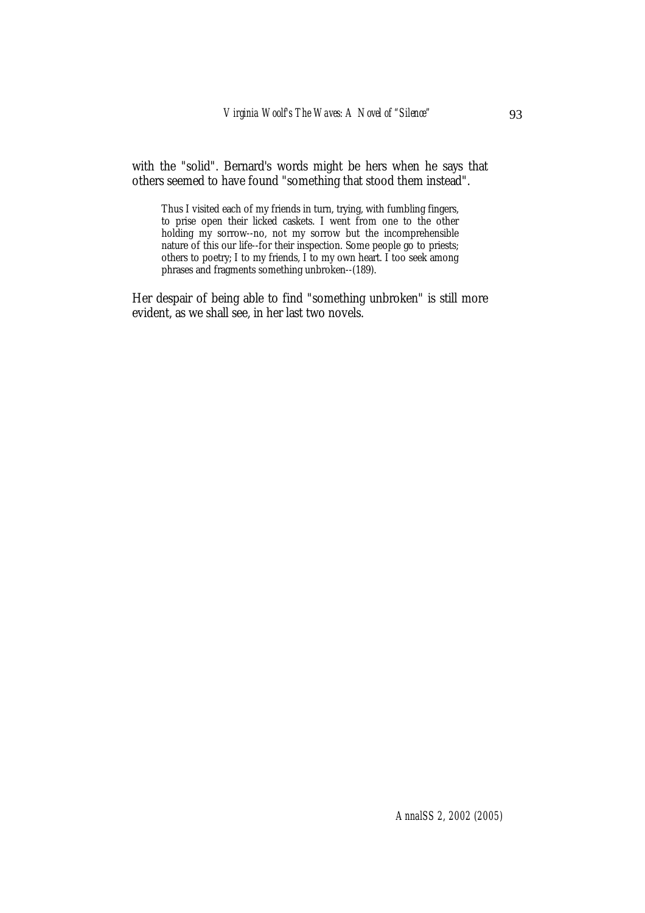with the "solid". Bernard's words might be hers when he says that others seemed to have found "something that stood them instead".

> Thus I visited each of my friends in turn, trying, with fumbling fingers, to prise open their licked caskets. I went from one to the other holding my sorrow--no, not my sorrow but the incomprehensible nature of this our life--for their inspection. Some people go to priests; others to poetry; I to my friends, I to my own heart. I too seek among phrases and fragments something unbroken--(189).

Her despair of being able to find "something unbroken" is still more evident, as we shall see, in her last two novels.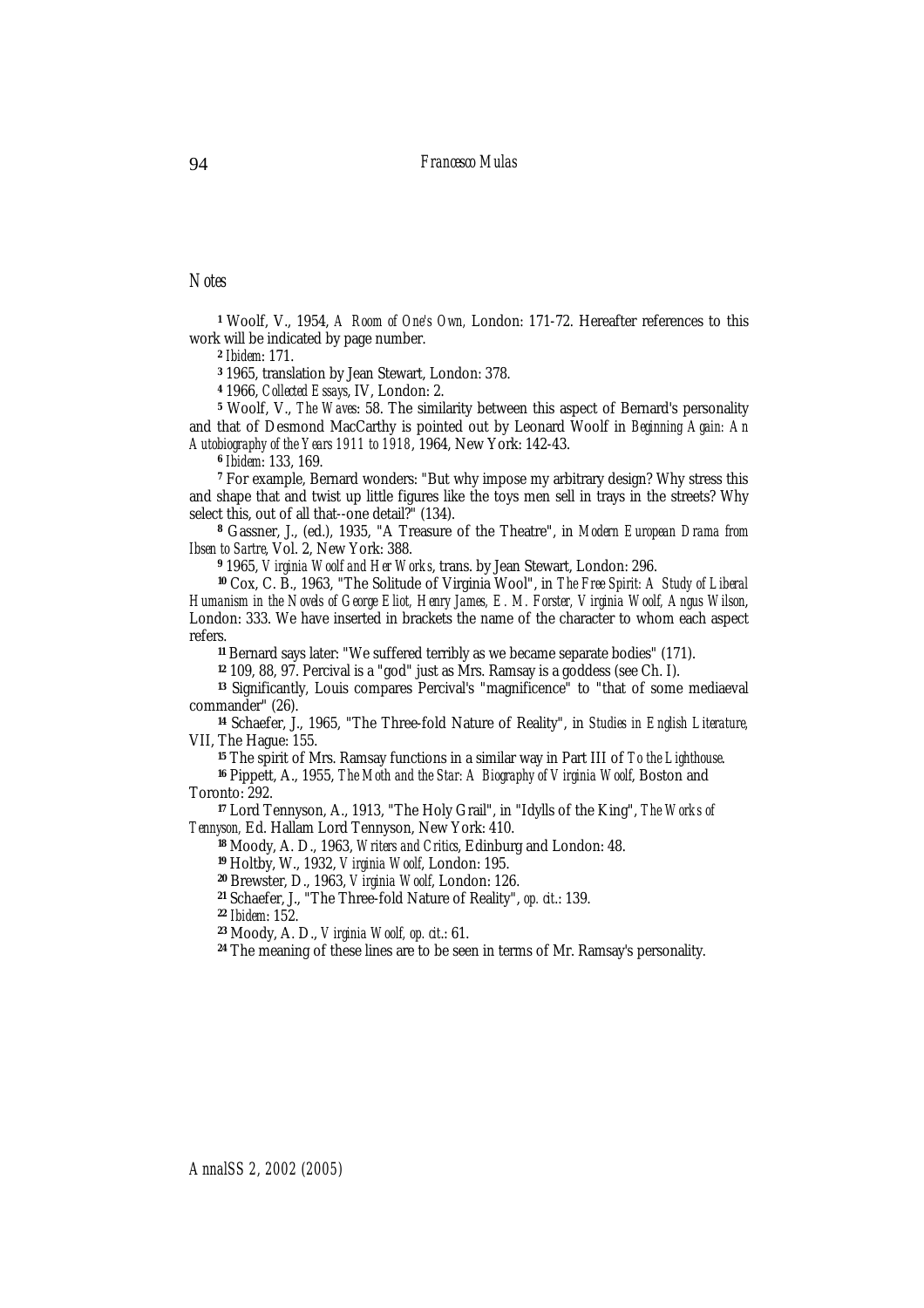## Notes

[1] Woolf, V., 1954, *A Room of One's Own*, London: 171-72. Hereafter references to this work will be indicated by page number.

[2] *Ibidem*: 171.

[3] 1965, translation by Jean Stewart, London: 378.

[4] 1966, *Collected Essays*, IV, London: 2.

[5] Woolf, V., *The Waves*: 58. The similarity between this aspect of Bernard's personality and that of Desmond MacCarthy is pointed out by Leonard Woolf in *Beginning Again: An Autobiography of the Years 1911 to 1918*, 1964, New York: 142-43.

[6] *Ibidem*: 133, 169.

[7] For example, Bernard wonders: "But why impose my arbitrary design? Why stress this and shape that and twist up little figures like the toys men sell in trays in the streets? Why select this, out of all that--one detail?" (134).

[8] Gassner, J., (ed.), 1935, "A Treasure of the Theatre", in *Modern European Drama from Ibsen to Sartre*, Vol. 2, New York: 388.

[9] 1965, *Virginia Woolf and Her Works*, trans. by Jean Stewart, London: 296.

[10] Cox, C. B., 1963, "The Solitude of Virginia Wool", in *The Free Spirit: A Study of Liberal Humanism in the Novels of George Eliot, Henry James, E. M. Forster, Virginia Woolf, Angus Wilson*, London: 333. We have inserted in brackets the name of the character to whom each aspect refers.

[11] Bernard says later: "We suffered terribly as we became separate bodies" (171).

[12] 109, 88, 97. Percival is a "god" just as Mrs. Ramsay is a goddess (see Ch. I).

[13] Significantly, Louis compares Percival's "magnificence" to "that of some mediaeval commander" (26).

[14] Schaefer, J., 1965, "The Three-fold Nature of Reality", in *Studies in English Literature*, VII, The Hague: 155.

[15] The spirit of Mrs. Ramsay functions in a similar way in Part III of *To the Lighthouse*.

[16] Pippett, A., 1955, *The Moth and the Star: A Biography of Virginia Woolf*, Boston and Toronto: 292.

[17] Lord Tennyson, A., 1913, "The Holy Grail", in "Idylls of the King", *The Works of Tennyson*, Ed. Hallam Lord Tennyson, New York: 410.

[18] Moody, A. D., 1963, *Writers and Critics*, Edinburg and London: 48.

[19] Holtby, W., 1932, *Virginia Woolf*, London: 195.

[20] Brewster, D., 1963, *Virginia Woolf*, London: 126.

[21] Schaefer, J., "The Three-fold Nature of Reality", *op. cit.*: 139.

[22] *Ibidem*: 152.

[23] Moody, A. D., *Virginia Woolf*, *op. cit.*: 61.

[24] The meaning of these lines are to be seen in terms of Mr. Ramsay's personality.